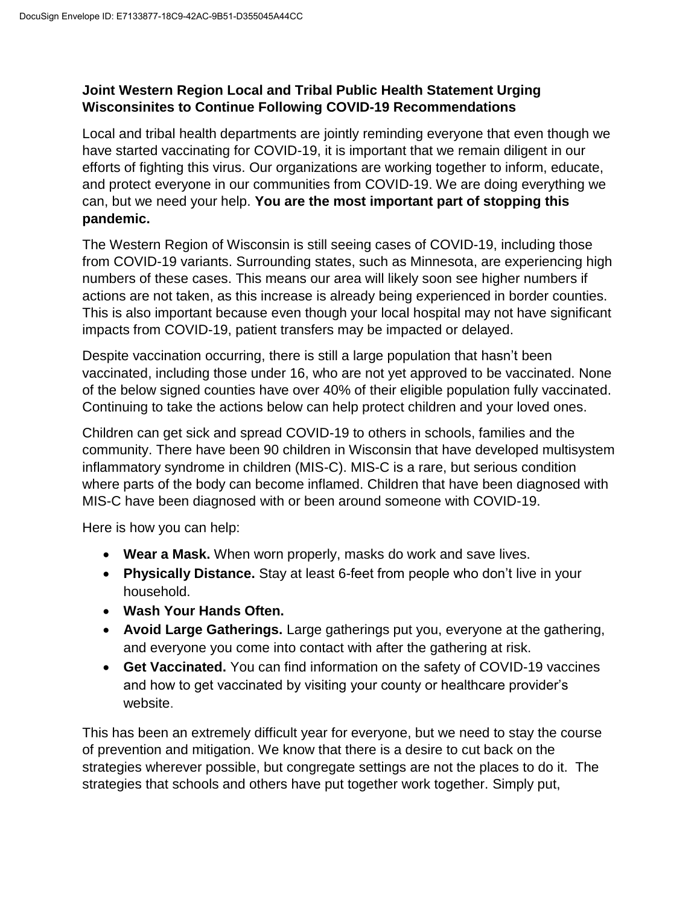**Joint Western Region Local and Tribal Public Health Statement Urging Wisconsinites to Continue Following COVID-19 Recommendations**

Local and tribal health departments are jointly reminding everyone that even though we have started vaccinating for COVID-19, it is important that we remain diligent in our efforts of fighting this virus. Our organizations are working together to inform, educate, and protect everyone in our communities from COVID-19. We are doing everything we can, but we need your help. **You are the most important part of stopping this pandemic.**

The Western Region of Wisconsin is still seeing cases of COVID-19, including those from COVID-19 variants. Surrounding states, such as Minnesota, are experiencing high numbers of these cases. This means our area will likely soon see higher numbers if actions are not taken, as this increase is already being experienced in border counties. This is also important because even though your local hospital may not have significant impacts from COVID-19, patient transfers may be impacted or delayed.

Despite vaccination occurring, there is still a large population that hasn't been vaccinated, including those under 16, who are not yet approved to be vaccinated. None of the below signed counties have over 40% of their eligible population fully vaccinated. Continuing to take the actions below can help protect children and your loved ones.

Children can get sick and spread COVID-19 to others in schools, families and the community. There have been 90 children in Wisconsin that have developed multisystem inflammatory syndrome in children (MIS-C). MIS-C is a rare, but serious condition where parts of the body can become inflamed. Children that have been diagnosed with MIS-C have been diagnosed with or been around someone with COVID-19.

Here is how you can help:

- **Wear a Mask.** When worn properly, masks do work and save lives.
- **Physically Distance.** Stay at least 6-feet from people who don't live in your household.
- **Wash Your Hands Often.**
- **Avoid Large Gatherings.** Large gatherings put you, everyone at the gathering, and everyone you come into contact with after the gathering at risk.
- **Get Vaccinated.** You can find information on the safety of COVID-19 vaccines and how to get vaccinated by visiting your county or healthcare provider's website.

This has been an extremely difficult year for everyone, but we need to stay the course of prevention and mitigation. We know that there is a desire to cut back on the strategies wherever possible, but congregate settings are not the places to do it. The strategies that schools and others have put together work together. Simply put,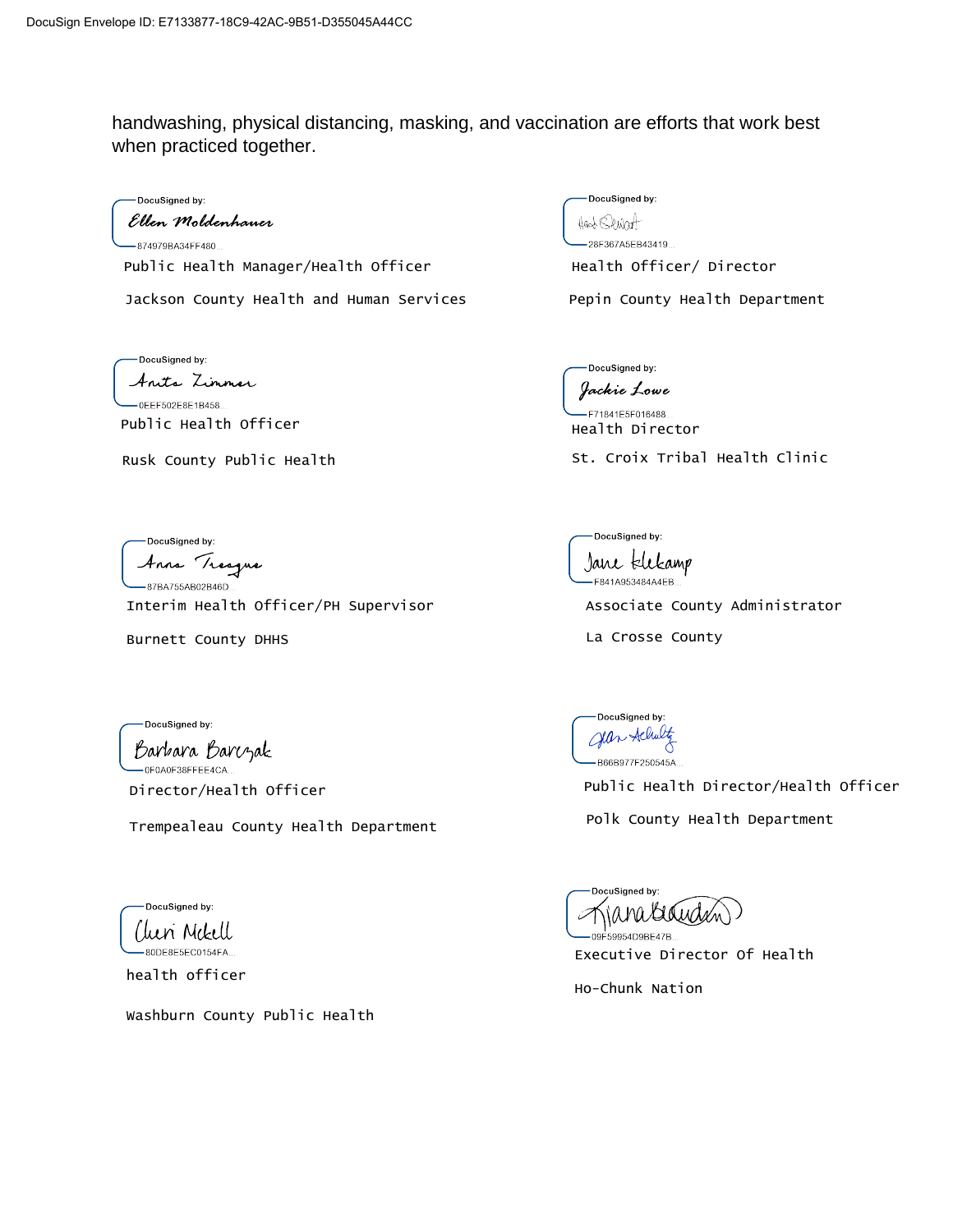handwashing, physical distancing, masking, and vaccination are efforts that work best when practiced together.

DocuSigned by:
Ellen Moldenhauer
874979BA34FF480...
Public Health Manager/Health Officer
Jackson County Health and Human Services

DocuSigned by:
28F367A5EB43419...
Health Officer/ Director
Pepin County Health Department

DocuSigned by:
Anita Zimmer
0EEF502E8E1B458...
Public Health Officer
Rusk County Public Health

DocuSigned by:
Jackie Lowe
F71841E5F016488...
Health Director
St. Croix Tribal Health Clinic

DocuSigned by:
Anna Treague
87BA755AB02B46D...
Interim Health Officer/PH Supervisor
Burnett County DHHS

DocuSigned by:
Jane Klekamp
F841A953484A4EB...
Associate County Administrator
La Crosse County

DocuSigned by:
Barbara Barczak
0F0A0F38FFEE4CA...
Director/Health Officer
Trempealeau County Health Department

DocuSigned by:
B66B977F250545A...
Public Health Director/Health Officer
Polk County Health Department

DocuSigned by:
Cheri Nickell
80DE8E5EC0154FA...
health officer
Washburn County Public Health

DocuSigned by:
09F59954D9BE47B...
Executive Director Of Health
Ho-Chunk Nation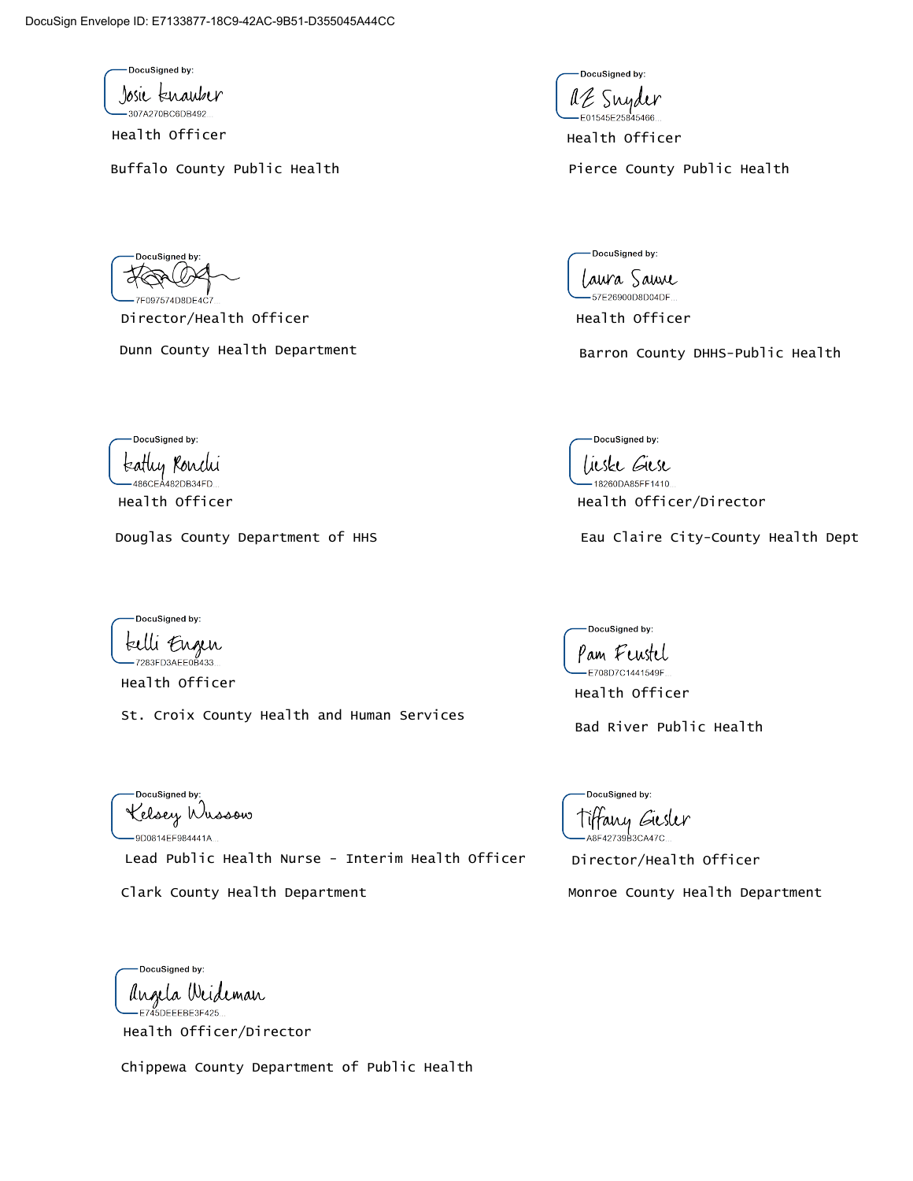DocuSign Envelope ID: E7133877-18C9-42AC-9B51-D355045A44CC

DocuSigned by:
Josie Knauber
307A270BC6DB492...

Health Officer

Buffalo County Public Health

DocuSigned by:
AZ Snyder
E01545E25845466...

Health Officer

Pierce County Public Health

DocuSigned by:
7F097574D8DE4C7...

Director/Health Officer

Dunn County Health Department

DocuSigned by:
Laura Sauve
57E26900D8D04DF...

Health Officer

Barron County DHHS-Public Health

DocuSigned by:
Kathy Ronchi
486CEA482DB34FD...

Health Officer

Douglas County Department of HHS

DocuSigned by:
Lieske Giese
18260DA85FF1410...

Health Officer/Director

Eau Claire City-County Health Dept

DocuSigned by:
Kelli Engen
7283FD3AEE0B433...

Health Officer

St. Croix County Health and Human Services

DocuSigned by:
Pam Feustel
E708D7C1441549F...

Health Officer

Bad River Public Health

DocuSigned by:
Kelsey Wussow
9D0814EF984441A...

Lead Public Health Nurse - Interim Health Officer

Clark County Health Department

DocuSigned by:
Tiffany Giesler
A8F42739B3CA47C...

Director/Health Officer

Monroe County Health Department

DocuSigned by:
Angela Weideman
E745DEEEBE3F425...

Health Officer/Director

Chippewa County Department of Public Health